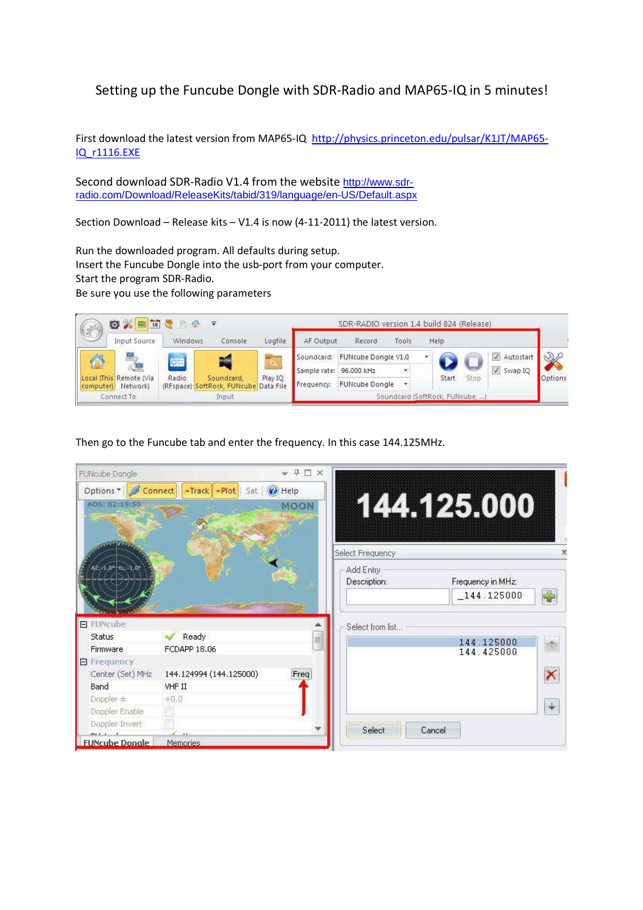# Setting up the Funcube Dongle with SDR-Radio and MAP65-IQ in 5 minutes!

First download the latest version from MAP65-IQ [http://physics.princeton.edu/pulsar/K1JT/MAP65-IQ_r1116.EXE](http://physics.princeton.edu/pulsar/K1JT/MAP65-IQ_r1116.EXE)

Second download SDR-Radio V1.4 from the website [http://www.sdr-radio.com/Download/ReleaseKits/tabid/319/language/en-US/Default.aspx](http://www.sdr-radio.com/Download/ReleaseKits/tabid/319/language/en-US/Default.aspx)

Section Download – Release kits – V1.4 is now (4-11-2011) the latest version.

Run the downloaded program. All defaults during setup.
Insert the Funcube Dongle into the usb-port from your computer.
Start the program SDR-Radio.
Be sure you use the following parameters

Then go to the Funcube tab and enter the frequency. In this case 144.125MHz.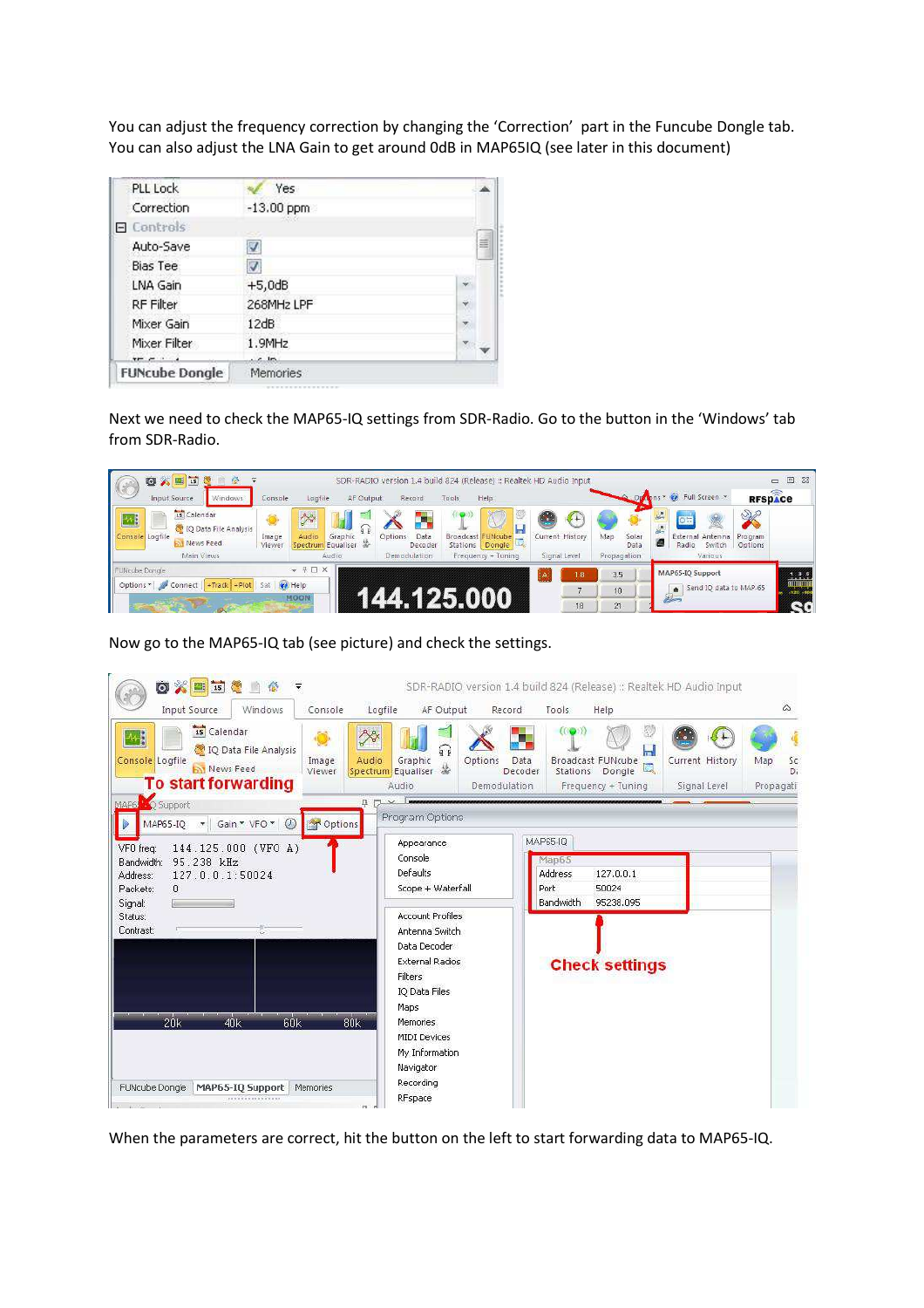You can adjust the frequency correction by changing the 'Correction' part in the Funcube Dongle tab. You can also adjust the LNA Gain to get around 0dB in MAP65IQ (see later in this document)

Next we need to check the MAP65-IQ settings from SDR-Radio. Go to the button in the 'Windows' tab from SDR-Radio.

Now go to the MAP65-IQ tab (see picture) and check the settings.

When the parameters are correct, hit the button on the left to start forwarding data to MAP65-IQ.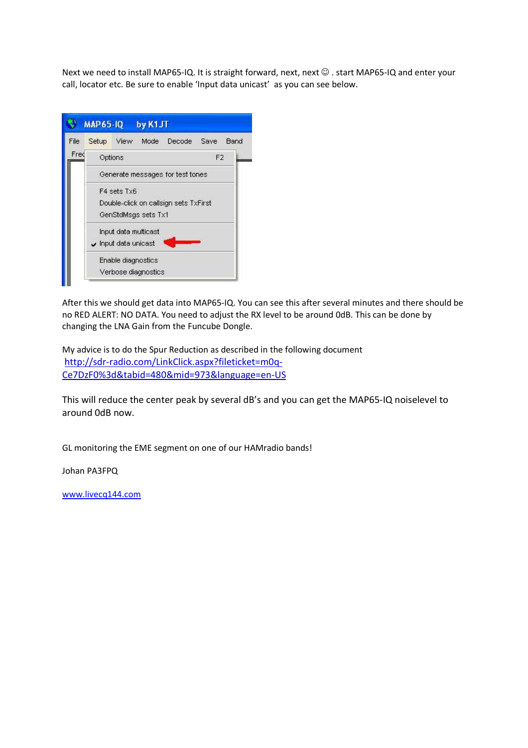Next we need to install MAP65-IQ. It is straight forward, next, next ☺ . start MAP65-IQ and enter your call, locator etc. Be sure to enable 'Input data unicast' as you can see below.

After this we should get data into MAP65-IQ. You can see this after several minutes and there should be no RED ALERT: NO DATA. You need to adjust the RX level to be around 0dB. This can be done by changing the LNA Gain from the Funcube Dongle.

My advice is to do the Spur Reduction as described in the following document
[http://sdr-radio.com/LinkClick.aspx?fileticket=m0q-Ce7DzF0%3d&tabid=480&mid=973&language=en-US](http://sdr-radio.com/LinkClick.aspx?fileticket=m0q-Ce7DzF0%3d&tabid=480&mid=973&language=en-US)

This will reduce the center peak by several dB's and you can get the MAP65-IQ noiselevel to around 0dB now.

GL monitoring the EME segment on one of our HAMradio bands!

Johan PA3FPQ

[www.livecq144.com](http://www.livecq144.com)